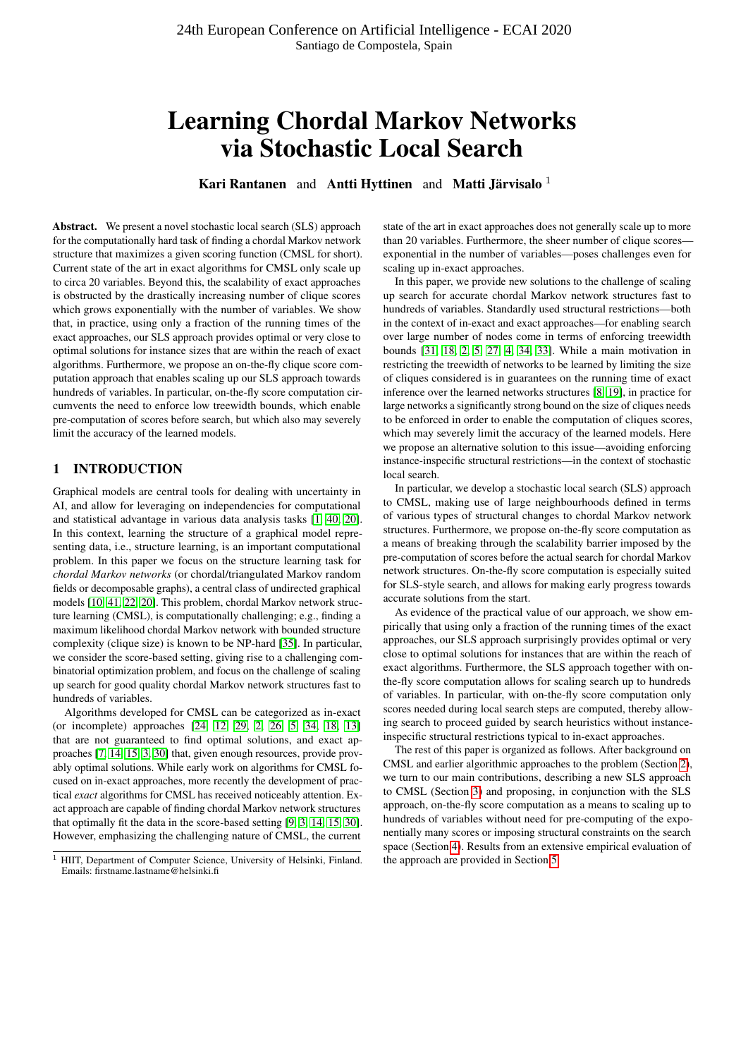# Learning Chordal Markov Networks via Stochastic Local Search

**Kari Rantanen** and **Antti Hyttinen** and **Matti Järvisalo** [1]

**Abstract.** We present a novel stochastic local search (SLS) approach for the computationally hard task of finding a chordal Markov network structure that maximizes a given scoring function (CMSL for short). Current state of the art in exact algorithms for CMSL only scale up to circa 20 variables. Beyond this, the scalability of exact approaches is obstructed by the drastically increasing number of clique scores which grows exponentially with the number of variables. We show that, in practice, using only a fraction of the running times of the exact approaches, our SLS approach provides optimal or very close to optimal solutions for instance sizes that are within the reach of exact algorithms. Furthermore, we propose an on-the-fly clique score computation approach that enables scaling up our SLS approach towards hundreds of variables. In particular, on-the-fly score computation circumvents the need to enforce low treewidth bounds, which enable pre-computation of scores before search, but which also may severely limit the accuracy of the learned models.

## 1 INTRODUCTION

Graphical models are central tools for dealing with uncertainty in AI, and allow for leveraging on independencies for computational and statistical advantage in various data analysis tasks [1, 40, 20]. In this context, learning the structure of a graphical model representing data, i.e., structure learning, is an important computational problem. In this paper we focus on the structure learning task for *chordal Markov networks* (or chordal/triangulated Markov random fields or decomposable graphs), a central class of undirected graphical models [10, 41, 22, 20]. This problem, chordal Markov network structure learning (CMSL), is computationally challenging; e.g., finding a maximum likelihood chordal Markov network with bounded structure complexity (clique size) is known to be NP-hard [35]. In particular, we consider the score-based setting, giving rise to a challenging combinatorial optimization problem, and focus on the challenge of scaling up search for good quality chordal Markov network structures fast to hundreds of variables.

Algorithms developed for CMSL can be categorized as in-exact (or incomplete) approaches [24, 12, 29, 2, 26, 5, 34, 18, 13] that are not guaranteed to find optimal solutions, and exact approaches [7, 14, 15, 3, 30] that, given enough resources, provide provably optimal solutions. While early work on algorithms for CMSL focused on in-exact approaches, more recently the development of practical *exact* algorithms for CMSL has received noticeably attention. Exact approach are capable of finding chordal Markov network structures that optimally fit the data in the score-based setting [9, 3, 14, 15, 30]. However, emphasizing the challenging nature of CMSL, the current state of the art in exact approaches does not generally scale up to more than 20 variables. Furthermore, the sheer number of clique scores—exponential in the number of variables—poses challenges even for scaling up in-exact approaches.

In this paper, we provide new solutions to the challenge of scaling up search for accurate chordal Markov network structures fast to hundreds of variables. Standardly used structural restrictions—both in the context of in-exact and exact approaches—for enabling search over large number of nodes come in terms of enforcing treewidth bounds [31, 18, 2, 5, 27, 4, 34, 33]. While a main motivation in restricting the treewidth of networks to be learned by limiting the size of cliques considered is in guarantees on the running time of exact inference over the learned networks structures [8, 19], in practice for large networks a significantly strong bound on the size of cliques needs to be enforced in order to enable the computation of cliques scores, which may severely limit the accuracy of the learned models. Here we propose an alternative solution to this issue—avoiding enforcing instance-inspecific structural restrictions—in the context of stochastic local search.

In particular, we develop a stochastic local search (SLS) approach to CMSL, making use of large neighbourhoods defined in terms of various types of structural changes to chordal Markov network structures. Furthermore, we propose on-the-fly score computation as a means of breaking through the scalability barrier imposed by the pre-computation of scores before the actual search for chordal Markov network structures. On-the-fly score computation is especially suited for SLS-style search, and allows for making early progress towards accurate solutions from the start.

As evidence of the practical value of our approach, we show empirically that using only a fraction of the running times of the exact approaches, our SLS approach surprisingly provides optimal or very close to optimal solutions for instances that are within the reach of exact algorithms. Furthermore, the SLS approach together with on-the-fly score computation allows for scaling search up to hundreds of variables. In particular, with on-the-fly score computation only scores needed during local search steps are computed, thereby allowing search to proceed guided by search heuristics without instance-inspecific structural restrictions typical to in-exact approaches.

The rest of this paper is organized as follows. After background on CMSL and earlier algorithmic approaches to the problem (Section 2), we turn to our main contributions, describing a new SLS approach to CMSL (Section 3) and proposing, in conjunction with the SLS approach, on-the-fly score computation as a means to scaling up to hundreds of variables without need for pre-computing of the exponentially many scores or imposing structural constraints on the search space (Section 4). Results from an extensive empirical evaluation of the approach are provided in Section 5.

[1] HIIT, Department of Computer Science, University of Helsinki, Finland. Emails: firstname.lastname@helsinki.fi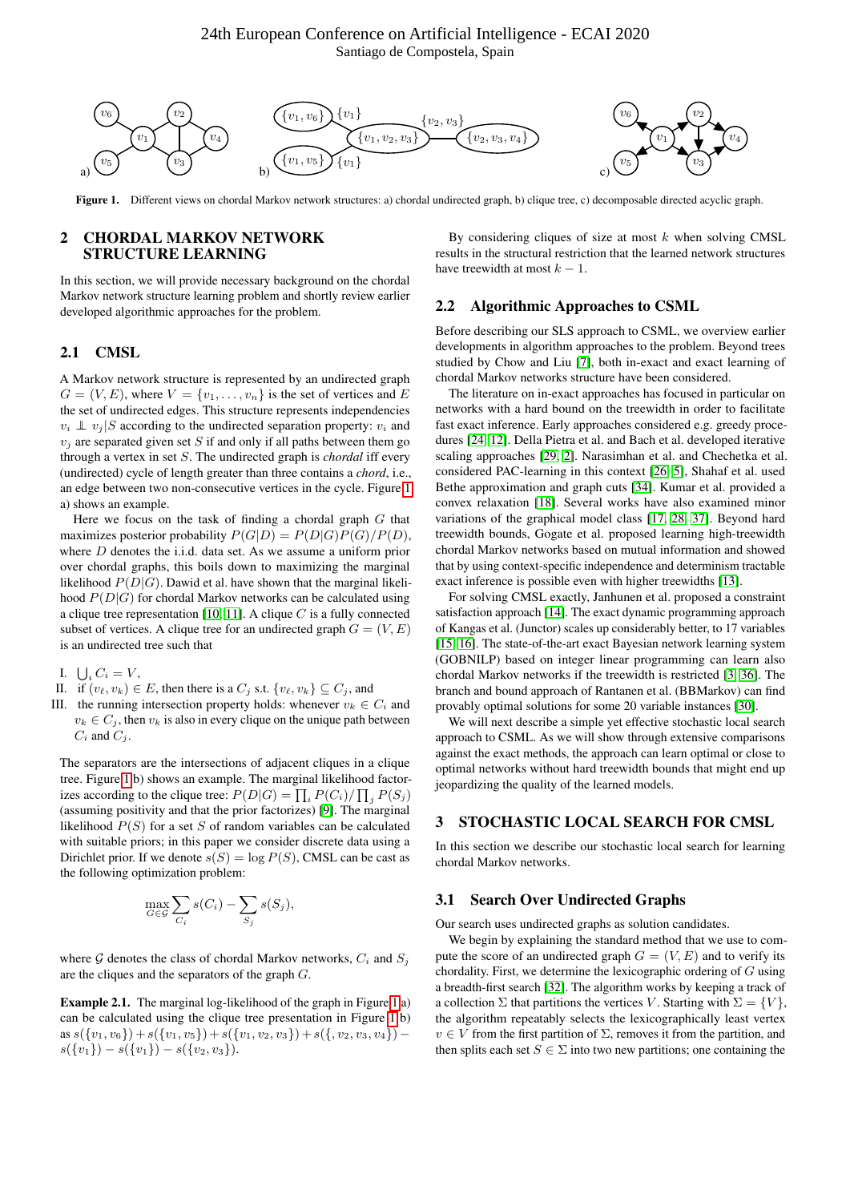a) b) c)

**Figure 1.** Different views on chordal Markov network structures: a) chordal undirected graph, b) clique tree, c) decomposable directed acyclic graph.

## 2 CHORDAL MARKOV NETWORK STRUCTURE LEARNING

In this section, we will provide necessary background on the chordal Markov network structure learning problem and shortly review earlier developed algorithmic approaches for the problem.

### 2.1 CMSL

A Markov network structure is represented by an undirected graph $G = (V, E)$, where $V = \{v_1, \dots, v_n\}$ is the set of vertices and $E$ the set of undirected edges. This structure represents independencies $v_i \perp\!\!\!\perp v_j | S$ according to the undirected separation property: $v_i$ and $v_j$ are separated given set $S$ if and only if all paths between them go through a vertex in set $S$. The undirected graph is *chordal* iff every (undirected) cycle of length greater than three contains a *chord*, i.e., an edge between two non-consecutive vertices in the cycle. Figure 1 a) shows an example.

Here we focus on the task of finding a chordal graph $G$ that maximizes posterior probability $P(G|D) = P(D|G)P(G)/P(D)$, where $D$ denotes the i.i.d. data set. As we assume a uniform prior over chordal graphs, this boils down to maximizing the marginal likelihood $P(D|G)$. Dawid et al. have shown that the marginal likelihood $P(D|G)$ for chordal Markov networks can be calculated using a clique tree representation [10, 11]. A clique $C$ is a fully connected subset of vertices. A clique tree for an undirected graph $G = (V, E)$ is an undirected tree such that

I. $\bigcup_i C_i = V$,
II. if $(v_\ell, v_k) \in E$, then there is a $C_j$ s.t. $\{v_\ell, v_k\} \subseteq C_j$, and
III. the running intersection property holds: whenever $v_k \in C_i$ and $v_k \in C_j$, then $v_k$ is also in every clique on the unique path between $C_i$ and $C_j$.

The separators are the intersections of adjacent cliques in a clique tree. Figure 1 b) shows an example. The marginal likelihood factorizes according to the clique tree: $P(D|G) = \prod_i P(C_i)/\prod_j P(S_j)$ (assuming positivity and that the prior factorizes) [9]. The marginal likelihood $P(S)$ for a set $S$ of random variables can be calculated with suitable priors; in this paper we consider discrete data using a Dirichlet prior. If we denote $s(S) = \log P(S)$, CMSL can be cast as the following optimization problem:

$$\max_{G \in \mathcal{G}} \sum_{C_i} s(C_i) - \sum_{S_j} s(S_j),$$

where $\mathcal{G}$ denotes the class of chordal Markov networks, $C_i$ and $S_j$ are the cliques and the separators of the graph $G$.

**Example 2.1.** The marginal log-likelihood of the graph in Figure 1 a) can be calculated using the clique tree presentation in Figure 1 b) as $s(\{v_1, v_6\}) + s(\{v_1, v_5\}) + s(\{v_1, v_2, v_3\}) + s(\{, v_2, v_3, v_4\}) - s(\{v_1\}) - s(\{v_1\}) - s(\{v_2, v_3\})$.

By considering cliques of size at most $k$ when solving CMSL results in the structural restriction that the learned network structures have treewidth at most $k - 1$.

### 2.2 Algorithmic Approaches to CSML

Before describing our SLS approach to CSML, we overview earlier developments in algorithm approaches to the problem. Beyond trees studied by Chow and Liu [7], both in-exact and exact learning of chordal Markov networks structure have been considered.

The literature on in-exact approaches has focused in particular on networks with a hard bound on the treewidth in order to facilitate fast exact inference. Early approaches considered e.g. greedy procedures [24, 12]. Della Pietra et al. and Bach et al. developed iterative scaling approaches [29, 2]. Narasimhan et al. and Chechetka et al. considered PAC-learning in this context [26, 5], Shahaf et al. used Bethe approximation and graph cuts [34]. Kumar et al. provided a convex relaxation [18]. Several works have also examined minor variations of the graphical model class [17, 28, 37]. Beyond hard treewidth bounds, Gogate et al. proposed learning high-treewidth chordal Markov networks based on mutual information and showed that by using context-specific independence and determinism tractable exact inference is possible even with higher treewidths [13].

For solving CMSL exactly, Janhunen et al. proposed a constraint satisfaction approach [14]. The exact dynamic programming approach of Kangas et al. (Junctor) scales up considerably better, to 17 variables [15, 16]. The state-of-the-art exact Bayesian network learning system (GOBNILP) based on integer linear programming can learn also chordal Markov networks if the treewidth is restricted [3, 36]. The branch and bound approach of Rantanen et al. (BBMarkov) can find provably optimal solutions for some 20 variable instances [30].

We will next describe a simple yet effective stochastic local search approach to CSML. As we will show through extensive comparisons against the exact methods, the approach can learn optimal or close to optimal networks without hard treewidth bounds that might end up jeopardizing the quality of the learned models.

## 3 STOCHASTIC LOCAL SEARCH FOR CMSL

In this section we describe our stochastic local search for learning chordal Markov networks.

### 3.1 Search Over Undirected Graphs

Our search uses undirected graphs as solution candidates.

We begin by explaining the standard method that we use to compute the score of an undirected graph $G = (V, E)$ and to verify its chordality. First, we determine the lexicographic ordering of $G$ using a breadth-first search [32]. The algorithm works by keeping a track of a collection $\Sigma$ that partitions the vertices $V$. Starting with $\Sigma = \{V\}$, the algorithm repeatedly selects the lexicographically least vertex $v \in V$ from the first partition of $\Sigma$, removes it from the partition, and then splits each set $S \in \Sigma$ into two new partitions; one containing the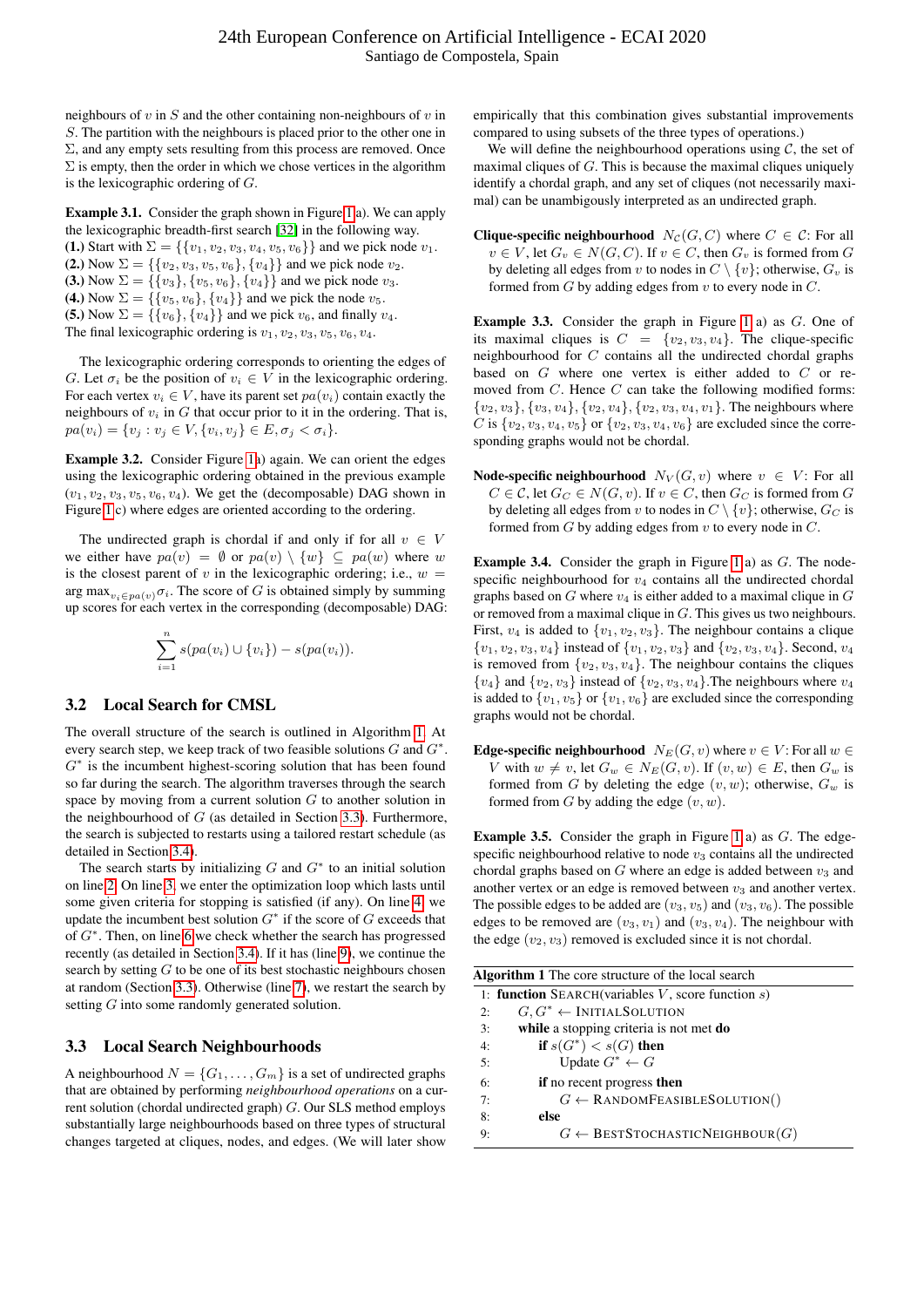neighbours of $v$ in $S$ and the other containing non-neighbours of $v$ in $S$. The partition with the neighbours is placed prior to the other one in $\Sigma$, and any empty sets resulting from this process are removed. Once $\Sigma$ is empty, then the order in which we chose vertices in the algorithm is the lexicographic ordering of $G$.

**Example 3.1.** Consider the graph shown in Figure 1 a). We can apply the lexicographic breadth-first search [32] in the following way.
**(1.)** Start with $\Sigma = \{\{v_1, v_2, v_3, v_4, v_5, v_6\}\}$ and we pick node $v_1$.
**(2.)** Now $\Sigma = \{\{v_2, v_3, v_5, v_6\}, \{v_4\}\}$ and we pick node $v_2$.
**(3.)** Now $\Sigma = \{\{v_3\}, \{v_5, v_6\}, \{v_4\}\}$ and we pick node $v_3$.
**(4.)** Now $\Sigma = \{\{v_5, v_6\}, \{v_4\}\}$ and we pick the node $v_5$.
**(5.)** Now $\Sigma = \{\{v_6\}, \{v_4\}\}$ and we pick $v_6$, and finally $v_4$.
The final lexicographic ordering is $v_1, v_2, v_3, v_5, v_6, v_4$.

The lexicographic ordering corresponds to orienting the edges of $G$. Let $\sigma_i$ be the position of $v_i \in V$ in the lexicographic ordering. For each vertex $v_i \in V$, have its parent set $pa(v_i)$ contain exactly the neighbours of $v_i$ in $G$ that occur prior to it in the ordering. That is, $pa(v_i) = \{v_j : v_j \in V, \{v_i, v_j\} \in E, \sigma_j < \sigma_i\}$.

**Example 3.2.** Consider Figure 1a) again. We can orient the edges using the lexicographic ordering obtained in the previous example $(v_1, v_2, v_3, v_5, v_6, v_4)$. We get the (decomposable) DAG shown in Figure 1 c) where edges are oriented according to the ordering.

The undirected graph is chordal if and only if for all $v \in V$ we either have $pa(v) = \emptyset$ or $pa(v) \setminus \{w\} \subseteq pa(w)$ where $w$ is the closest parent of $v$ in the lexicographic ordering; i.e., $w = \arg\max_{v_i \in pa(v)} \sigma_i$. The score of $G$ is obtained simply by summing up scores for each vertex in the corresponding (decomposable) DAG:

$$\sum_{i=1}^{n} s(pa(v_i) \cup \{v_i\}) - s(pa(v_i)).$$

## 3.2 Local Search for CMSL

The overall structure of the search is outlined in Algorithm 1. At every search step, we keep track of two feasible solutions $G$ and $G^*$. $G^*$ is the incumbent highest-scoring solution that has been found so far during the search. The algorithm traverses through the search space by moving from a current solution $G$ to another solution in the neighbourhood of $G$ (as detailed in Section 3.3). Furthermore, the search is subjected to restarts using a tailored restart schedule (as detailed in Section 3.4).

The search starts by initializing $G$ and $G^*$ to an initial solution on line 2. On line 3, we enter the optimization loop which lasts until some given criteria for stopping is satisfied (if any). On line 4, we update the incumbent best solution $G^*$ if the score of $G$ exceeds that of $G^*$. Then, on line 6 we check whether the search has progressed recently (as detailed in Section 3.4). If it has (line 9), we continue the search by setting $G$ to be one of its best stochastic neighbours chosen at random (Section 3.3). Otherwise (line 7), we restart the search by setting $G$ into some randomly generated solution.

## 3.3 Local Search Neighbourhoods

A neighbourhood $N = \{G_1, \ldots, G_m\}$ is a set of undirected graphs that are obtained by performing *neighbourhood operations* on a current solution (chordal undirected graph) $G$. Our SLS method employs substantially large neighbourhoods based on three types of structural changes targeted at cliques, nodes, and edges. (We will later show empirically that this combination gives substantial improvements compared to using subsets of the three types of operations.)

We will define the neighbourhood operations using $\mathcal{C}$, the set of maximal cliques of $G$. This is because the maximal cliques uniquely identify a chordal graph, and any set of cliques (not necessarily maximal) can be unambigously interpreted as an undirected graph.

**Clique-specific neighbourhood** $N_{\mathcal{C}}(G, C)$ where $C \in \mathcal{C}$: For all $v \in V$, let $G_v \in N(G, C)$. If $v \in C$, then $G_v$ is formed from $G$ by deleting all edges from $v$ to nodes in $C \setminus \{v\}$; otherwise, $G_v$ is formed from $G$ by adding edges from $v$ to every node in $C$.

**Example 3.3.** Consider the graph in Figure 1 a) as $G$. One of its maximal cliques is $C = \{v_2, v_3, v_4\}$. The clique-specific neighbourhood for $C$ contains all the undirected chordal graphs based on $G$ where one vertex is either added to $C$ or removed from $C$. Hence $C$ can take the following modified forms: $\{v_2, v_3\}, \{v_3, v_4\}, \{v_2, v_4\}, \{v_2, v_3, v_4, v_1\}$. The neighbours where $C$ is $\{v_2, v_3, v_4, v_5\}$ or $\{v_2, v_3, v_4, v_6\}$ are excluded since the corresponding graphs would not be chordal.

**Node-specific neighbourhood** $N_V(G, v)$ where $v \in V$: For all $C \in \mathcal{C}$, let $G_C \in N(G, v)$. If $v \in C$, then $G_C$ is formed from $G$ by deleting all edges from $v$ to nodes in $C \setminus \{v\}$; otherwise, $G_C$ is formed from $G$ by adding edges from $v$ to every node in $C$.

**Example 3.4.** Consider the graph in Figure 1 a) as $G$. The node-specific neighbourhood for $v_4$ contains all the undirected chordal graphs based on $G$ where $v_4$ is either added to a maximal clique in $G$ or removed from a maximal clique in $G$. This gives us two neighbours. First, $v_4$ is added to $\{v_1, v_2, v_3\}$. The neighbour contains a clique $\{v_1, v_2, v_3, v_4\}$ instead of $\{v_1, v_2, v_3\}$ and $\{v_2, v_3, v_4\}$. Second, $v_4$ is removed from $\{v_2, v_3, v_4\}$. The neighbour contains the cliques $\{v_4\}$ and $\{v_2, v_3\}$ instead of $\{v_2, v_3, v_4\}$.The neighbours where $v_4$ is added to $\{v_1, v_5\}$ or $\{v_1, v_6\}$ are excluded since the corresponding graphs would not be chordal.

**Edge-specific neighbourhood** $N_E(G, v)$ where $v \in V$: For all $w \in V$ with $w \neq v$, let $G_w \in N_E(G, v)$. If $(v, w) \in E$, then $G_w$ is formed from $G$ by deleting the edge $(v, w)$; otherwise, $G_w$ is formed from $G$ by adding the edge $(v, w)$.

**Example 3.5.** Consider the graph in Figure 1 a) as $G$. The edge-specific neighbourhood relative to node $v_3$ contains all the undirected chordal graphs based on $G$ where an edge is added between $v_3$ and another vertex or an edge is removed between $v_3$ and another vertex. The possible edges to be added are $(v_3, v_5)$ and $(v_3, v_6)$. The possible edges to be removed are $(v_3, v_1)$ and $(v_3, v_4)$. The neighbour with the edge $(v_2, v_3)$ removed is excluded since it is not chordal.

**Algorithm 1** The core structure of the local search

```
1: function SEARCH(variables V, score function s)
2:     G, G* ← INITIALSOLUTION
3:     while a stopping criteria is not met do
4:         if s(G*) < s(G) then
5:             Update G* ← G
6:         if no recent progress then
7:             G ← RANDOMFEASIBLESOLUTION()
8:         else
9:             G ← BESTSTOCHASTICNEIGHBOUR(G)
```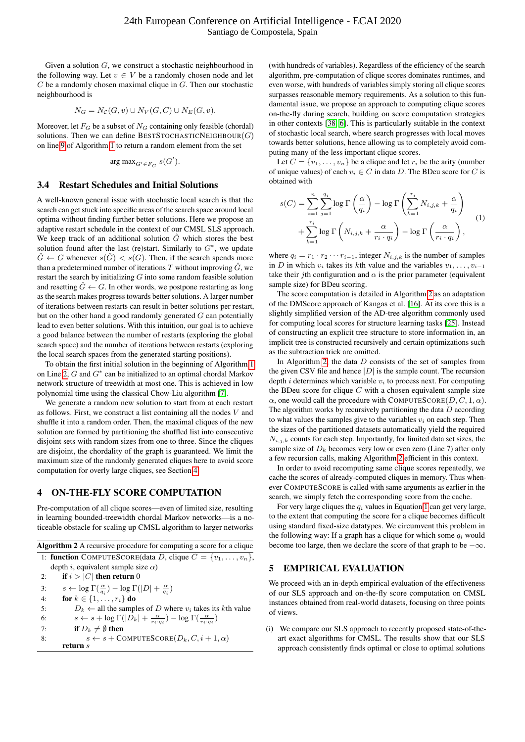Given a solution $G$, we construct a stochastic neighbourhood in the following way. Let $v \in V$ be a randomly chosen node and let $C$ be a randomly chosen maximal clique in $G$. Then our stochastic neighbourhood is

$$N_G = N_{\mathcal{C}}(G, v) \cup N_V(G, C) \cup N_E(G, v).$$

Moreover, let $F_G$ be a subset of $N_G$ containing only feasible (chordal) solutions. Then we can define BESTSTOCHASTICNEIGHBOUR($G$) on line 9 of Algorithm 1 to return a random element from the set

$$\arg\max_{G' \in F_G} s(G').$$

### 3.4 Restart Schedules and Initial Solutions

A well-known general issue with stochastic local search is that the search can get stuck into specific areas of the search space around local optima without finding further better solutions. Here we propose an adaptive restart schedule in the context of our CMSL SLS approach. We keep track of an additional solution $\hat{G}$ which stores the best solution found after the last (re)start. Similarly to $G^*$, we update $\hat{G} \leftarrow G$ whenever $s(\hat{G}) < s(G)$. Then, if the search spends more than a predetermined number of iterations $T$ without improving $\hat{G}$, we restart the search by initializing $G$ into some random feasible solution and resetting $\hat{G} \leftarrow G$. In other words, we postpone restarting as long as the search makes progress towards better solutions. A larger number of iterations between restarts can result in better solutions per restart, but on the other hand a good randomly generated $G$ can potentially lead to even better solutions. With this intuition, our goal is to achieve a good balance between the number of restarts (exploring the global search space) and the number of iterations between restarts (exploring the local search spaces from the generated starting positions).

To obtain the first initial solution in the beginning of Algorithm 1 on Line 2, $G$ and $G^*$ can be initialized to an optimal chordal Markov network structure of treewidth at most one. This is achieved in low polynomial time using the classical Chow-Liu algorithm [7].

We generate a random new solution to start from at each restart as follows. First, we construct a list containing all the nodes $V$ and shuffle it into a random order. Then, the maximal cliques of the new solution are formed by partitioning the shuffled list into consecutive disjoint sets with random sizes from one to three. Since the cliques are disjoint, the chordality of the graph is guaranteed. We limit the maximum size of the randomly generated cliques here to avoid score computation for overly large cliques, see Section 4.

## 4 ON-THE-FLY SCORE COMPUTATION

Pre-computation of all clique scores—even of limited size, resulting in learning bounded-treewidth chordal Markov networks—is a noticeable obstacle for scaling up CMSL algorithm to larger networks (with hundreds of variables). Regardless of the efficiency of the search algorithm, pre-computation of clique scores dominates runtimes, and even worse, with hundreds of variables simply storing all clique scores surpasses reasonable memory requirements. As a solution to this fundamental issue, we propose an approach to computing clique scores on-the-fly during search, building on score computation strategies in other contexts [38, 6]. This is particularly suitable in the context of stochastic local search, where search progresses with local moves towards better solutions, hence allowing us to completely avoid computing many of the less important clique scores.

**Algorithm 2** A recursive procedure for computing a score for a clique

```
1: function COMPUTESCORE(data D, clique C = {v_1, ..., v_n}, depth i, equivalent sample size α)
2:   if i > |C| then return 0
3:   s ← log Γ(α/q_i) − log Γ(|D| + α/q_i)
4:   for k ∈ {1, ..., r_i} do
5:     D_k ← all the samples of D where v_i takes its kth value
6:     s ← s + log Γ(|D_k| + α/(r_i·q_i)) − log Γ(α/(r_i·q_i))
7:     if D_k ≠ ∅ then
8:       s ← s + COMPUTESCORE(D_k, C, i+1, α)
     return s
```

Let $C = \{v_1, \ldots, v_n\}$ be a clique and let $r_i$ be the arity (number of unique values) of each $v_i \in C$ in data $D$. The BDeu score for $C$ is obtained with

$$s(C) = \sum_{i=1}^{n} \sum_{j=1}^{q_i} \log \Gamma\left(\frac{\alpha}{q_i}\right) - \log \Gamma\left(\sum_{k=1}^{r_i} N_{i,j,k} + \frac{\alpha}{q_i}\right) + \sum_{k=1}^{r_i} \log \Gamma\left(N_{i,j,k} + \frac{\alpha}{r_i \cdot q_i}\right) - \log \Gamma\left(\frac{\alpha}{r_i \cdot q_i}\right), \tag{1}$$

where $q_i = r_1 \cdot r_2 \cdots r_{i-1}$, integer $N_{i,j,k}$ is the number of samples in $D$ in which $v_i$ takes its $k$th value and the variables $v_1, \ldots, v_{i-1}$ take their $j$th configuration and $\alpha$ is the prior parameter (equivalent sample size) for BDeu scoring.

The score computation is detailed in Algorithm 2 as an adaptation of the DMScore approach of Kangas et al. [16]. At its core this is a slightly simplified version of the AD-tree algorithm commonly used for computing local scores for structure learning tasks [25]. Instead of constructing an explicit tree structure to store information in, an implicit tree is constructed recursively and certain optimizations such as the subtraction trick are omitted.

In Algorithm 2, the data $D$ consists of the set of samples from the given CSV file and hence $|D|$ is the sample count. The recursion depth $i$ determines which variable $v_i$ to process next. For computing the BDeu score for clique $C$ with a chosen equivalent sample size $\alpha$, one would call the procedure with COMPUTESCORE($D, C, 1, \alpha$). The algorithm works by recursively partitioning the data $D$ according to what values the samples give to the variables $v_i$ on each step. Then the sizes of the partitioned datasets automatically yield the required $N_{i,j,k}$ counts for each step. Importantly, for limited data set sizes, the sample size of $D_k$ becomes very low or even zero (Line 7) after only a few recursion calls, making Algorithm 2 efficient in this context.

In order to avoid recomputing same clique scores repeatedly, we cache the scores of already-computed cliques in memory. Thus whenever COMPUTESCORE is called with same arguments as earlier in the search, we simply fetch the corresponding score from the cache.

For very large cliques the $q_i$ values in Equation 1 can get very large, to the extent that computing the score for a clique becomes difficult using standard fixed-size datatypes. We circumvent this problem in the following way: If a graph has a clique for which some $q_i$ would become too large, then we declare the score of that graph to be $-\infty$.

## 5 EMPIRICAL EVALUATION

We proceed with an in-depth empirical evaluation of the effectiveness of our SLS approach and on-the-fly score computation on CMSL instances obtained from real-world datasets, focusing on three points of views.

(i) We compare our SLS approach to recently proposed state-of-the-art exact algorithms for CMSL. The results show that our SLS approach consistently finds optimal or close to optimal solutions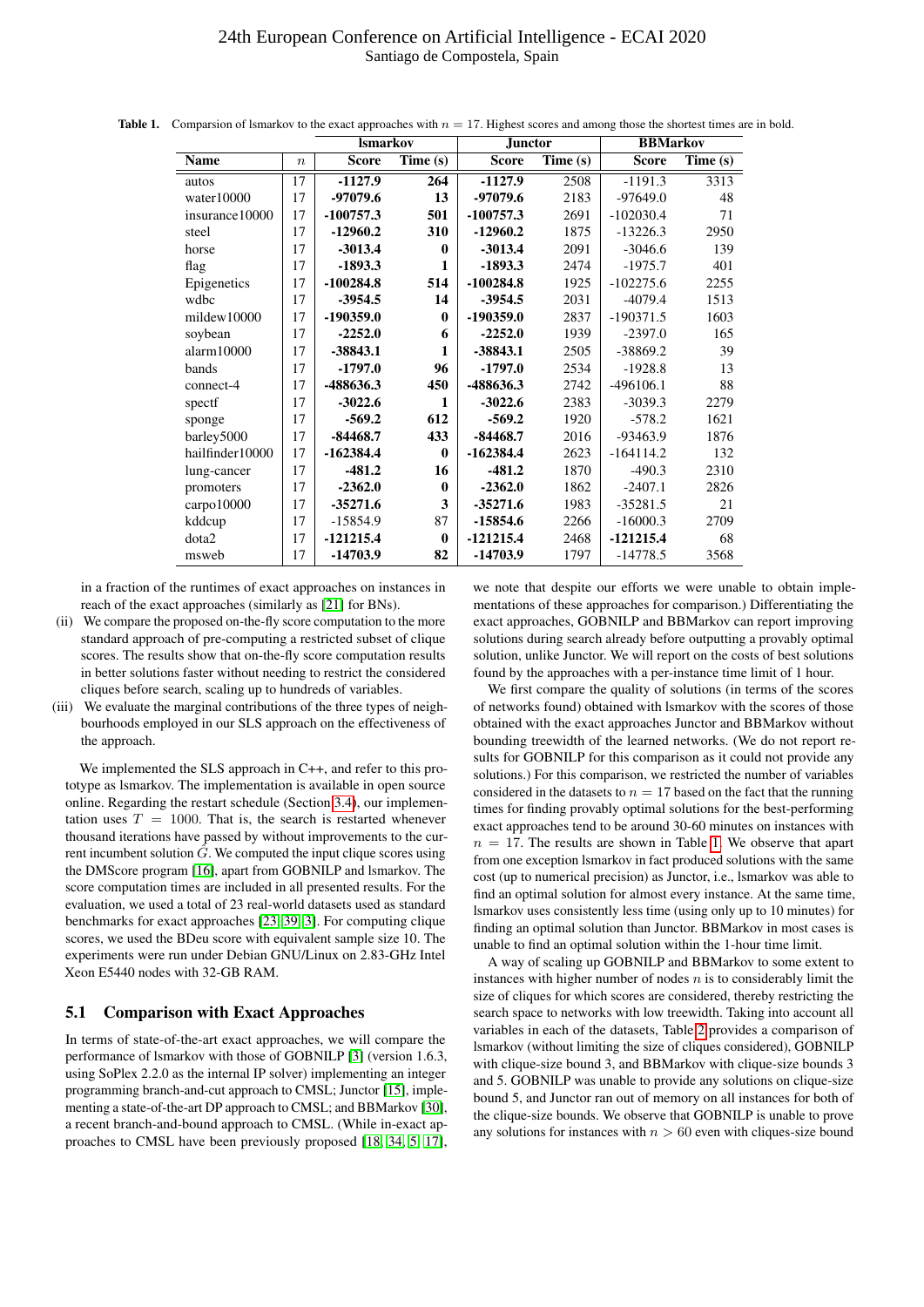**Table 1.** Comparsion of lsmarkov to the exact approaches with $n = 17$. Highest scores and among those the shortest times are in bold.

| | | lsmarkov | | Junctor | | BBMarkov | |
|---|---|---|---|---|---|---|---|
| **Name** | $n$ | **Score** | **Time (s)** | **Score** | **Time (s)** | **Score** | **Time (s)** |
| autos | 17 | **-1127.9** | **264** | **-1127.9** | 2508 | -1191.3 | 3313 |
| water10000 | 17 | **-97079.6** | **13** | **-97079.6** | 2183 | -97649.0 | 48 |
| insurance10000 | 17 | **-100757.3** | **501** | **-100757.3** | 2691 | -102030.4 | 71 |
| steel | 17 | **-12960.2** | **310** | **-12960.2** | 1875 | -13226.3 | 2950 |
| horse | 17 | **-3013.4** | **0** | **-3013.4** | 2091 | -3046.6 | 139 |
| flag | 17 | **-1893.3** | **1** | **-1893.3** | 2474 | -1975.7 | 401 |
| Epigenetics | 17 | **-100284.8** | **514** | **-100284.8** | 1925 | -102275.6 | 2255 |
| wdbc | 17 | **-3954.5** | **14** | **-3954.5** | 2031 | -4079.4 | 1513 |
| mildew10000 | 17 | **-190359.0** | **0** | **-190359.0** | 2837 | -190371.5 | 1603 |
| soybean | 17 | **-2252.0** | **6** | **-2252.0** | 1939 | -2397.0 | 165 |
| alarm10000 | 17 | **-38843.1** | **1** | **-38843.1** | 2505 | -38869.2 | 39 |
| bands | 17 | **-1797.0** | **96** | **-1797.0** | 2534 | -1928.8 | 13 |
| connect-4 | 17 | **-488636.3** | **450** | **-488636.3** | 2742 | -496106.1 | 88 |
| spectf | 17 | **-3022.6** | **1** | **-3022.6** | 2383 | -3039.3 | 2279 |
| sponge | 17 | **-569.2** | **612** | **-569.2** | 1920 | -578.2 | 1621 |
| barley5000 | 17 | **-84468.7** | **433** | **-84468.7** | 2016 | -93463.9 | 1876 |
| hailfinder10000 | 17 | **-162384.4** | **0** | **-162384.4** | 2623 | -164114.2 | 132 |
| lung-cancer | 17 | **-481.2** | **16** | **-481.2** | 1870 | -490.3 | 2310 |
| promoters | 17 | **-2362.0** | **0** | **-2362.0** | 1862 | -2407.1 | 2826 |
| carpo10000 | 17 | **-35271.6** | **3** | **-35271.6** | 1983 | -35281.5 | 21 |
| kddcup | 17 | -15854.9 | 87 | **-15854.6** | 2266 | -16000.3 | 2709 |
| dota2 | 17 | **-121215.4** | **0** | **-121215.4** | 2468 | **-121215.4** | 68 |
| msweb | 17 | **-14703.9** | **82** | **-14703.9** | 1797 | -14778.5 | 3568 |

in a fraction of the runtimes of exact approaches on instances in reach of the exact approaches (similarly as [21] for BNs).

(ii) We compare the proposed on-the-fly score computation to the more standard approach of pre-computing a restricted subset of clique scores. The results show that on-the-fly score computation results in better solutions faster without needing to restrict the considered cliques before search, scaling up to hundreds of variables.

(iii) We evaluate the marginal contributions of the three types of neighbourhoods employed in our SLS approach on the effectiveness of the approach.

We implemented the SLS approach in C++, and refer to this prototype as lsmarkov. The implementation is available in open source online. Regarding the restart schedule (Section 3.4), our implementation uses $T = 1000$. That is, the search is restarted whenever thousand iterations have passed by without improvements to the current incumbent solution $\hat{G}$. We computed the input clique scores using the DMScore program [16], apart from GOBNILP and lsmarkov. The score computation times are included in all presented results. For the evaluation, we used a total of 23 real-world datasets used as standard benchmarks for exact approaches [23, 39, 3]. For computing clique scores, we used the BDeu score with equivalent sample size 10. The experiments were run under Debian GNU/Linux on 2.83-GHz Intel Xeon E5440 nodes with 32-GB RAM.

## 5.1 Comparison with Exact Approaches

In terms of state-of-the-art exact approaches, we will compare the performance of lsmarkov with those of GOBNILP [3] (version 1.6.3, using SoPlex 2.2.0 as the internal IP solver) implementing an integer programming branch-and-cut approach to CMSL; Junctor [15], implementing a state-of-the-art DP approach to CMSL; and BBMarkov [30], a recent branch-and-bound approach to CMSL. (While in-exact approaches to CMSL have been previously proposed [18, 34, 5, 17], we note that despite our efforts we were unable to obtain implementations of these approaches for comparison.) Differentiating the exact approaches, GOBNILP and BBMarkov can report improving solutions during search already before outputting a provably optimal solution, unlike Junctor. We will report on the costs of best solutions found by the approaches with a per-instance time limit of 1 hour.

We first compare the quality of solutions (in terms of the scores of networks found) obtained with lsmarkov with the scores of those obtained with the exact approaches Junctor and BBMarkov without bounding treewidth of the learned networks. (We do not report results for GOBNILP for this comparison as it could not provide any solutions.) For this comparison, we restricted the number of variables considered in the datasets to $n = 17$ based on the fact that the running times for finding provably optimal solutions for the best-performing exact approaches tend to be around 30-60 minutes on instances with $n = 17$. The results are shown in Table 1. We observe that apart from one exception lsmarkov in fact produced solutions with the same cost (up to numerical precision) as Junctor, i.e., lsmarkov was able to find an optimal solution for almost every instance. At the same time, lsmarkov uses consistently less time (using only up to 10 minutes) for finding an optimal solution than Junctor. BBMarkov in most cases is unable to find an optimal solution within the 1-hour time limit.

A way of scaling up GOBNILP and BBMarkov to some extent to instances with higher number of nodes $n$ is to considerably limit the size of cliques for which scores are considered, thereby restricting the search space to networks with low treewidth. Taking into account all variables in each of the datasets, Table 2 provides a comparison of lsmarkov (without limiting the size of cliques considered), GOBNILP with clique-size bound 3, and BBMarkov with clique-size bounds 3 and 5. GOBNILP was unable to provide any solutions on clique-size bound 5, and Junctor ran out of memory on all instances for both of the clique-size bounds. We observe that GOBNILP is unable to prove any solutions for instances with $n > 60$ even with cliques-size bound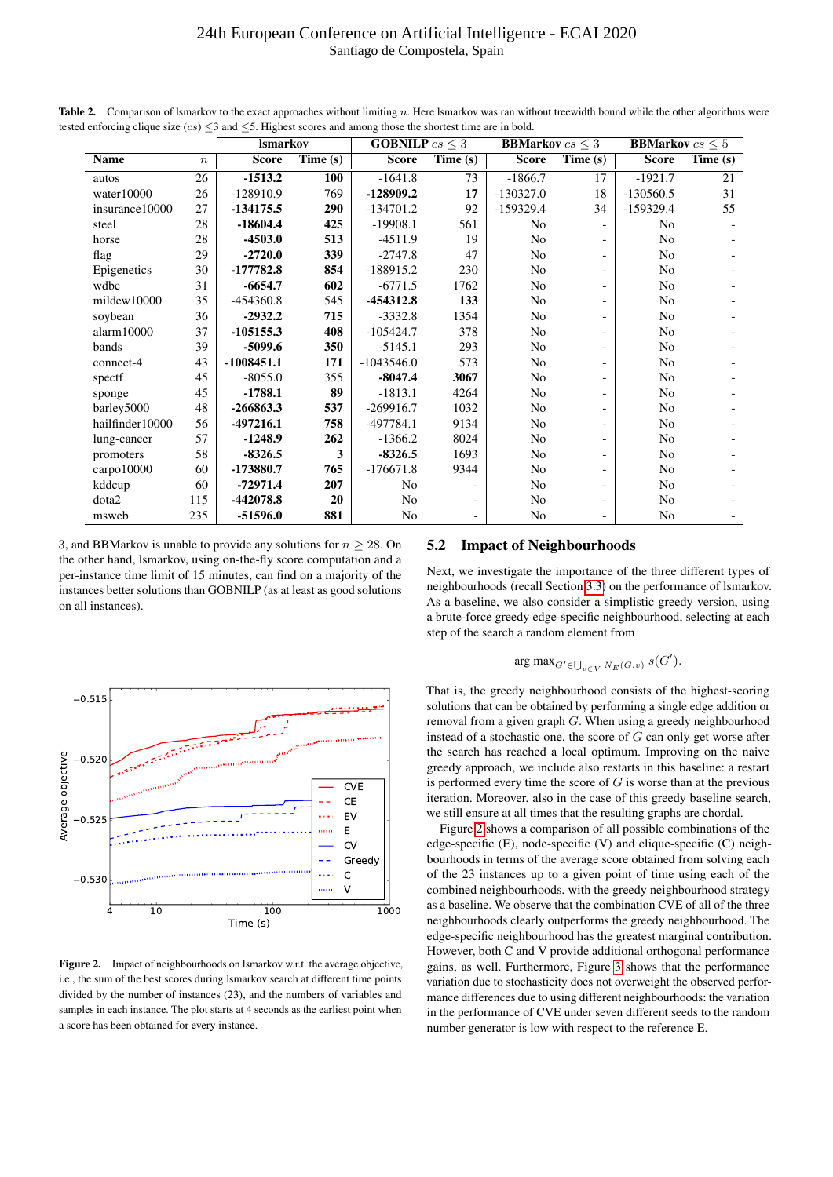**Table 2.** Comparison of lsmarkov to the exact approaches without limiting $n$. Here lsmarkov was ran without treewidth bound while the other algorithms were tested enforcing clique size ($cs$) $\leq 3$ and $\leq 5$. Highest scores and among those the shortest time are in bold.

| | | lsmarkov | | GOBNILP $cs \leq 3$ | | BBMarkov $cs \leq 3$ | | BBMarkov $cs \leq 5$ | |
|---|---|---|---|---|---|---|---|---|---|
| **Name** | $n$ | **Score** | **Time (s)** | **Score** | **Time (s)** | **Score** | **Time (s)** | **Score** | **Time (s)** |
| autos | 26 | **-1513.2** | **100** | -1641.8 | 73 | -1866.7 | 17 | -1921.7 | 21 |
| water10000 | 26 | -128910.9 | 769 | **-128909.2** | **17** | -130327.0 | 18 | -130560.5 | 31 |
| insurance10000 | 27 | **-134175.5** | **290** | -134701.2 | 92 | -159329.4 | 34 | -159329.4 | 55 |
| steel | 28 | **-18604.4** | **425** | -19908.1 | 561 | No | - | No | - |
| horse | 28 | **-4503.0** | **513** | -4511.9 | 19 | No | - | No | - |
| flag | 29 | **-2720.0** | **339** | -2747.8 | 47 | No | - | No | - |
| Epigenetics | 30 | **-177782.8** | **854** | -188915.2 | 230 | No | - | No | - |
| wdbc | 31 | **-6654.7** | **602** | -6771.5 | 1762 | No | - | No | - |
| mildew10000 | 35 | -454360.8 | 545 | **-454312.8** | **133** | No | - | No | - |
| soybean | 36 | **-2932.2** | **715** | -3332.8 | 1354 | No | - | No | - |
| alarm10000 | 37 | **-105155.3** | **408** | -105424.7 | 378 | No | - | No | - |
| bands | 39 | **-5099.6** | **350** | -5145.1 | 293 | No | - | No | - |
| connect-4 | 43 | **-1008451.1** | **171** | -1043546.0 | 573 | No | - | No | - |
| spectf | 45 | -8055.0 | 355 | **-8047.4** | **3067** | No | - | No | - |
| sponge | 45 | **-1788.1** | **89** | -1813.1 | 4264 | No | - | No | - |
| barley5000 | 48 | **-266863.3** | **537** | -269916.7 | 1032 | No | - | No | - |
| hailfinder10000 | 56 | **-497216.1** | **758** | -497784.1 | 9134 | No | - | No | - |
| lung-cancer | 57 | **-1248.9** | **262** | -1366.2 | 8024 | No | - | No | - |
| promoters | 58 | **-8326.5** | **3** | **-8326.5** | 1693 | No | - | No | - |
| carpo10000 | 60 | **-173880.7** | **765** | -176671.8 | 9344 | No | - | No | - |
| kddcup | 60 | **-72971.4** | **207** | No | - | No | - | No | - |
| dota2 | 115 | **-442078.8** | **20** | No | - | No | - | No | - |
| msweb | 235 | **-51596.0** | **881** | No | - | No | - | No | - |

3, and BBMarkov is unable to provide any solutions for $n \geq 28$. On the other hand, lsmarkov, using on-the-fly score computation and a per-instance time limit of 15 minutes, can find on a majority of the instances better solutions than GOBNILP (as at least as good solutions on all instances).

−0.515
−0.520
−0.525
−0.530
Average objective
4
10
100
1000
Time (s)
CVE
CE
EV
E
CV
Greedy
C
V

**Figure 2.** Impact of neighbourhoods on lsmarkov w.r.t. the average objective, i.e., the sum of the best scores during lsmarkov search at different time points divided by the number of instances (23), and the numbers of variables and samples in each instance. The plot starts at 4 seconds as the earliest point when a score has been obtained for every instance.

## 5.2 Impact of Neighbourhoods

Next, we investigate the importance of the three different types of neighbourhoods (recall Section 3.3) on the performance of lsmarkov. As a baseline, we also consider a simplistic greedy version, using a brute-force greedy edge-specific neighbourhood, selecting at each step of the search a random element from

$$\arg\max_{G' \in \bigcup_{v \in V} N_E(G,v)} s(G').$$

That is, the greedy neighbourhood consists of the highest-scoring solutions that can be obtained by performing a single edge addition or removal from a given graph $G$. When using a greedy neighbourhood instead of a stochastic one, the score of $G$ can only get worse after the search has reached a local optimum. Improving on the naive greedy approach, we include also restarts in this baseline: a restart is performed every time the score of $G$ is worse than at the previous iteration. Moreover, also in the case of this greedy baseline search, we still ensure at all times that the resulting graphs are chordal.

Figure 2 shows a comparison of all possible combinations of the edge-specific (E), node-specific (V) and clique-specific (C) neighbourhoods in terms of the average score obtained from solving each of the 23 instances up to a given point of time using each of the combined neighbourhoods, with the greedy neighbourhood strategy as a baseline. We observe that the combination CVE of all of the three neighbourhoods clearly outperforms the greedy neighbourhood. The edge-specific neighbourhood has the greatest marginal contribution. However, both C and V provide additional orthogonal performance gains, as well. Furthermore, Figure 3 shows that the performance variation due to stochasticity does not overweight the observed performance differences due to using different neighbourhoods: the variation in the performance of CVE under seven different seeds to the random number generator is low with respect to the reference E.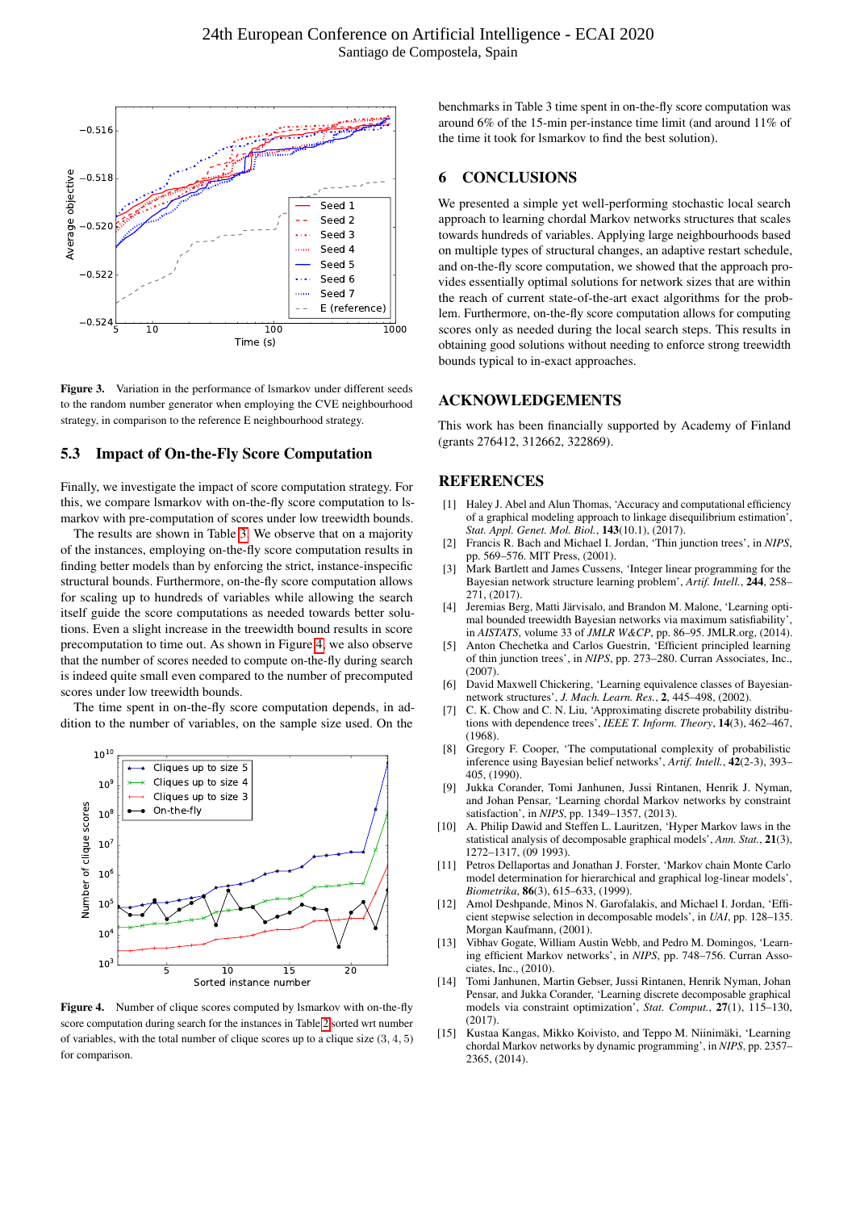Average objective
−0.516
−0.518
−0.520
−0.522
−0.524
5 10 100 1000
Time (s)
Seed 1
Seed 2
Seed 3
Seed 4
Seed 5
Seed 6
Seed 7
E (reference)

**Figure 3.** Variation in the performance of lsmarkov under different seeds to the random number generator when employing the CVE neighbourhood strategy, in comparison to the reference E neighbourhood strategy.

## 5.3 Impact of On-the-Fly Score Computation

Finally, we investigate the impact of score computation strategy. For this, we compare lsmarkov with on-the-fly score computation to lsmarkov with pre-computation of scores under low treewidth bounds.

The results are shown in Table 3. We observe that on a majority of the instances, employing on-the-fly score computation results in finding better models than by enforcing the strict, instance-inspecific structural bounds. Furthermore, on-the-fly score computation allows for scaling up to hundreds of variables while allowing the search itself guide the score computations as needed towards better solutions. Even a slight increase in the treewidth bound results in score precomputation to time out. As shown in Figure 4, we also observe that the number of scores needed to compute on-the-fly during search is indeed quite small even compared to the number of precomputed scores under low treewidth bounds.

The time spent in on-the-fly score computation depends, in addition to the number of variables, on the sample size used. On the

Number of clique scores
$10^{10}$
$10^{9}$
$10^{8}$
$10^{7}$
$10^{6}$
$10^{5}$
$10^{4}$
$10^{3}$
5 10 15 20
Sorted instance number
Cliques up to size 5
Cliques up to size 4
Cliques up to size 3
On-the-fly

**Figure 4.** Number of clique scores computed by lsmarkov with on-the-fly score computation during search for the instances in Table 2 sorted wrt number of variables, with the total number of clique scores up to a clique size (3, 4, 5) for comparison.

benchmarks in Table 3 time spent in on-the-fly score computation was around 6% of the 15-min per-instance time limit (and around 11% of the time it took for lsmarkov to find the best solution).

# 6 CONCLUSIONS

We presented a simple yet well-performing stochastic local search approach to learning chordal Markov networks structures that scales towards hundreds of variables. Applying large neighbourhoods based on multiple types of structural changes, an adaptive restart schedule, and on-the-fly score computation, we showed that the approach provides essentially optimal solutions for network sizes that are within the reach of current state-of-the-art exact algorithms for the problem. Furthermore, on-the-fly score computation allows for computing scores only as needed during the local search steps. This results in obtaining good solutions without needing to enforce strong treewidth bounds typical to in-exact approaches.

# ACKNOWLEDGEMENTS

This work has been financially supported by Academy of Finland (grants 276412, 312662, 322869).

# REFERENCES

[1] Haley J. Abel and Alun Thomas, 'Accuracy and computational efficiency of a graphical modeling approach to linkage disequilibrium estimation', *Stat. Appl. Genet. Mol. Biol.*, **143**(10.1), (2017).

[2] Francis R. Bach and Michael I. Jordan, 'Thin junction trees', in *NIPS*, pp. 569–576. MIT Press, (2001).

[3] Mark Bartlett and James Cussens, 'Integer linear programming for the Bayesian network structure learning problem', *Artif. Intell.*, **244**, 258–271, (2017).

[4] Jeremias Berg, Matti Järvisalo, and Brandon M. Malone, 'Learning optimal bounded treewidth Bayesian networks via maximum satisfiability', in *AISTATS*, volume 33 of *JMLR W&CP*, pp. 86–95. JMLR.org, (2014).

[5] Anton Chechetka and Carlos Guestrin, 'Efficient principled learning of thin junction trees', in *NIPS*, pp. 273–280. Curran Associates, Inc., (2007).

[6] David Maxwell Chickering, 'Learning equivalence classes of Bayesian-network structures', *J. Mach. Learn. Res.*, **2**, 445–498, (2002).

[7] C. K. Chow and C. N. Liu, 'Approximating discrete probability distributions with dependence trees', *IEEE T. Inform. Theory*, **14**(3), 462–467, (1968).

[8] Gregory F. Cooper, 'The computational complexity of probabilistic inference using Bayesian belief networks', *Artif. Intell.*, **42**(2-3), 393–405, (1990).

[9] Jukka Corander, Tomi Janhunen, Jussi Rintanen, Henrik J. Nyman, and Johan Pensar, 'Learning chordal Markov networks by constraint satisfaction', in *NIPS*, pp. 1349–1357, (2013).

[10] A. Philip Dawid and Steffen L. Lauritzen, 'Hyper Markov laws in the statistical analysis of decomposable graphical models', *Ann. Stat.*, **21**(3), 1272–1317, (09 1993).

[11] Petros Dellaportas and Jonathan J. Forster, 'Markov chain Monte Carlo model determination for hierarchical and graphical log-linear models', *Biometrika*, **86**(3), 615–633, (1999).

[12] Amol Deshpande, Minos N. Garofalakis, and Michael I. Jordan, 'Efficient stepwise selection in decomposable models', in *UAI*, pp. 128–135. Morgan Kaufmann, (2001).

[13] Vibhav Gogate, William Austin Webb, and Pedro M. Domingos, 'Learning efficient Markov networks', in *NIPS*, pp. 748–756. Curran Associates, Inc., (2010).

[14] Tomi Janhunen, Martin Gebser, Jussi Rintanen, Henrik Nyman, Johan Pensar, and Jukka Corander, 'Learning discrete decomposable graphical models via constraint optimization', *Stat. Comput.*, **27**(1), 115–130, (2017).

[15] Kustaa Kangas, Mikko Koivisto, and Teppo M. Niinimäki, 'Learning chordal Markov networks by dynamic programming', in *NIPS*, pp. 2357–2365, (2014).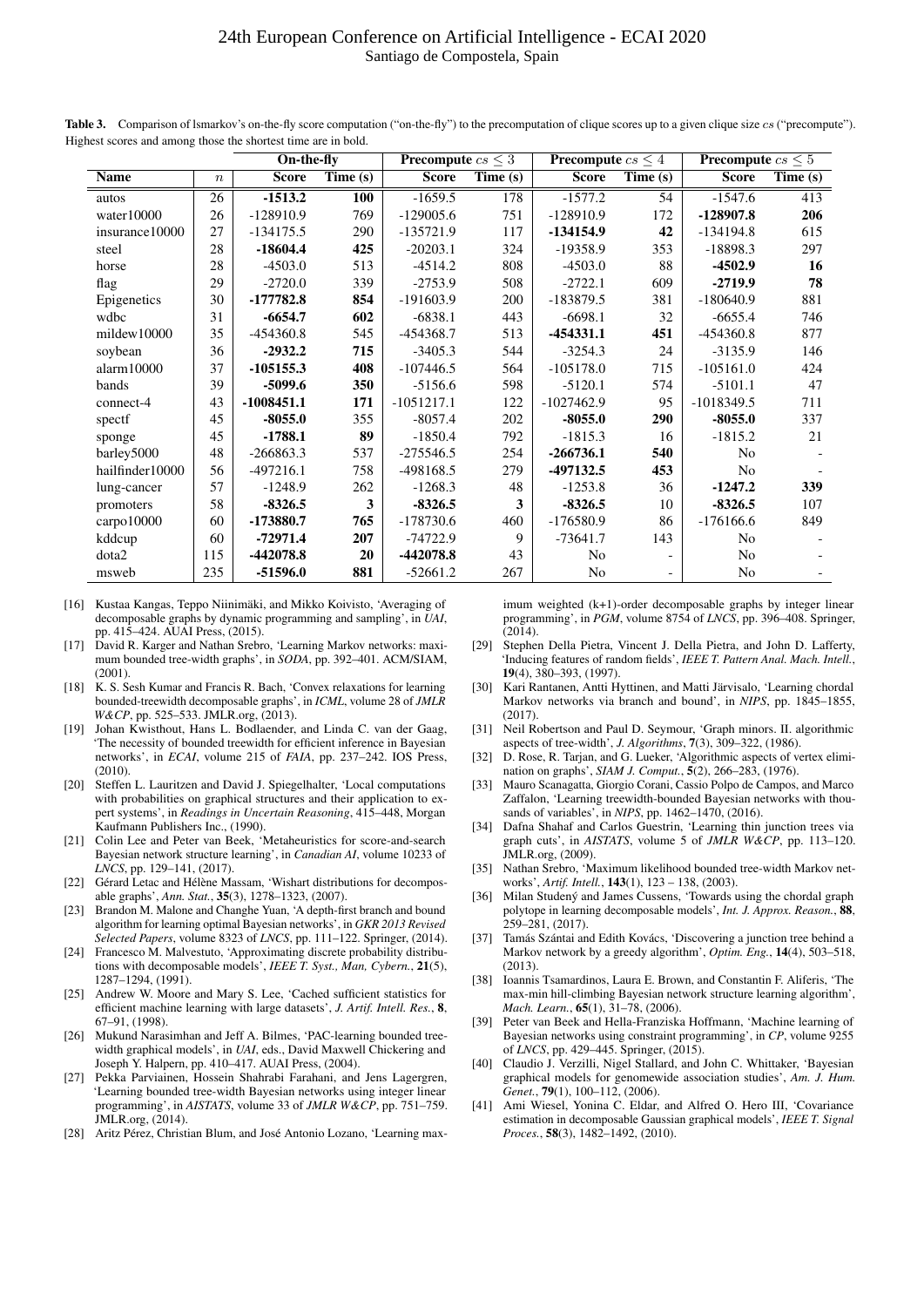**Table 3.** Comparison of lsmarkov's on-the-fly score computation ("on-the-fly") to the precomputation of clique scores up to a given clique size $cs$ ("precompute"). Highest scores and among those the shortest time are in bold.

| | | On-the-fly | | Precompute $cs \leq 3$ | | Precompute $cs \leq 4$ | | Precompute $cs \leq 5$ | |
|---|---|---|---|---|---|---|---|---|---|
| **Name** | $n$ | **Score** | **Time (s)** | **Score** | **Time (s)** | **Score** | **Time (s)** | **Score** | **Time (s)** |
| autos | 26 | **-1513.2** | **100** | -1659.5 | 178 | -1577.2 | 54 | -1547.6 | 413 |
| water10000 | 26 | -128910.9 | 769 | -129005.6 | 751 | -128910.9 | 172 | **-128907.8** | **206** |
| insurance10000 | 27 | -134175.5 | 290 | -135721.9 | 117 | **-134154.9** | **42** | -134194.8 | 615 |
| steel | 28 | **-18604.4** | **425** | -20203.1 | 324 | -19358.9 | 353 | -18898.3 | 297 |
| horse | 28 | -4503.0 | 513 | -4514.2 | 808 | -4503.0 | 88 | **-4502.9** | **16** |
| flag | 29 | -2720.0 | 339 | -2753.9 | 508 | -2722.1 | 609 | **-2719.9** | **78** |
| Epigenetics | 30 | **-177782.8** | **854** | -191603.9 | 200 | -183879.5 | 381 | -180640.9 | 881 |
| wdbc | 31 | **-6654.7** | **602** | -6838.1 | 443 | -6698.1 | 32 | -6655.4 | 746 |
| mildew10000 | 35 | -454360.8 | 545 | -454368.7 | 513 | **-454331.1** | **451** | -454360.8 | 877 |
| soybean | 36 | **-2932.2** | **715** | -3405.3 | 544 | -3254.3 | 24 | -3135.9 | 146 |
| alarm10000 | 37 | **-105155.3** | **408** | -107446.5 | 564 | -105178.0 | 715 | -105161.0 | 424 |
| bands | 39 | **-5099.6** | **350** | -5156.6 | 598 | -5120.1 | 574 | -5101.1 | 47 |
| connect-4 | 43 | **-1008451.1** | **171** | -1051217.1 | 122 | -1027462.9 | 95 | -1018349.5 | 711 |
| spectf | 45 | **-8055.0** | 355 | -8057.4 | 202 | **-8055.0** | **290** | **-8055.0** | 337 |
| sponge | 45 | **-1788.1** | **89** | -1850.4 | 792 | -1815.3 | 16 | -1815.2 | 21 |
| barley5000 | 48 | -266863.3 | 537 | -275546.5 | 254 | **-266736.1** | **540** | No | - |
| hailfinder10000 | 56 | -497216.1 | 758 | -498168.5 | 279 | **-497132.5** | **453** | No | - |
| lung-cancer | 57 | -1248.9 | 262 | -1268.3 | 48 | -1253.8 | 36 | **-1247.2** | **339** |
| promoters | 58 | **-8326.5** | **3** | **-8326.5** | **3** | **-8326.5** | 10 | **-8326.5** | 107 |
| carpo10000 | 60 | **-173880.7** | **765** | -178730.6 | 460 | -176580.9 | 86 | -176166.6 | 849 |
| kddcup | 60 | **-72971.4** | **207** | -74722.9 | 9 | -73641.7 | 143 | No | - |
| dota2 | 115 | **-442078.8** | **20** | **-442078.8** | 43 | No | - | No | - |
| msweb | 235 | **-51596.0** | **881** | -52661.2 | 267 | No | - | No | - |

[16] Kustaa Kangas, Teppo Niinimäki, and Mikko Koivisto, 'Averaging of decomposable graphs by dynamic programming and sampling', in *UAI*, pp. 415–424. AUAI Press, (2015).

[17] David R. Karger and Nathan Srebro, 'Learning Markov networks: maximum bounded tree-width graphs', in *SODA*, pp. 392–401. ACM/SIAM, (2001).

[18] K. S. Sesh Kumar and Francis R. Bach, 'Convex relaxations for learning bounded-treewidth decomposable graphs', in *ICML*, volume 28 of *JMLR W&CP*, pp. 525–533. JMLR.org, (2013).

[19] Johan Kwisthout, Hans L. Bodlaender, and Linda C. van der Gaag, 'The necessity of bounded treewidth for efficient inference in Bayesian networks', in *ECAI*, volume 215 of *FAIA*, pp. 237–242. IOS Press, (2010).

[20] Steffen L. Lauritzen and David J. Spiegelhalter, 'Local computations with probabilities on graphical structures and their application to expert systems', in *Readings in Uncertain Reasoning*, 415–448, Morgan Kaufmann Publishers Inc., (1990).

[21] Colin Lee and Peter van Beek, 'Metaheuristics for score-and-search Bayesian network structure learning', in *Canadian AI*, volume 10233 of *LNCS*, pp. 129–141, (2017).

[22] Gérard Letac and Hélène Massam, 'Wishart distributions for decomposable graphs', *Ann. Stat.*, **35**(3), 1278–1323, (2007).

[23] Brandon M. Malone and Changhe Yuan, 'A depth-first branch and bound algorithm for learning optimal Bayesian networks', in *GKR 2013 Revised Selected Papers*, volume 8323 of *LNCS*, pp. 111–122. Springer, (2014).

[24] Francesco M. Malvestuto, 'Approximating discrete probability distributions with decomposable models', *IEEE T. Syst., Man, Cybern.*, **21**(5), 1287–1294, (1991).

[25] Andrew W. Moore and Mary S. Lee, 'Cached sufficient statistics for efficient machine learning with large datasets', *J. Artif. Intell. Res.*, **8**, 67–91, (1998).

[26] Mukund Narasimhan and Jeff A. Bilmes, 'PAC-learning bounded tree-width graphical models', in *UAI*, eds., David Maxwell Chickering and Joseph Y. Halpern, pp. 410–417. AUAI Press, (2004).

[27] Pekka Parviainen, Hossein Shahrabi Farahani, and Jens Lagergren, 'Learning bounded tree-width Bayesian networks using integer linear programming', in *AISTATS*, volume 33 of *JMLR W&CP*, pp. 751–759. JMLR.org, (2014).

[28] Aritz Pérez, Christian Blum, and José Antonio Lozano, 'Learning maximum weighted (k+1)-order decomposable graphs by integer linear programming', in *PGM*, volume 8754 of *LNCS*, pp. 396–408. Springer, (2014).

[29] Stephen Della Pietra, Vincent J. Della Pietra, and John D. Lafferty, 'Inducing features of random fields', *IEEE T. Pattern Anal. Mach. Intell.*, **19**(4), 380–393, (1997).

[30] Kari Rantanen, Antti Hyttinen, and Matti Järvisalo, 'Learning chordal Markov networks via branch and bound', in *NIPS*, pp. 1845–1855, (2017).

[31] Neil Robertson and Paul D. Seymour, 'Graph minors. II. algorithmic aspects of tree-width', *J. Algorithms*, **7**(3), 309–322, (1986).

[32] D. Rose, R. Tarjan, and G. Lueker, 'Algorithmic aspects of vertex elimination on graphs', *SIAM J. Comput.*, **5**(2), 266–283, (1976).

[33] Mauro Scanagatta, Giorgio Corani, Cassio Polpo de Campos, and Marco Zaffalon, 'Learning treewidth-bounded Bayesian networks with thousands of variables', in *NIPS*, pp. 1462–1470, (2016).

[34] Dafna Shahaf and Carlos Guestrin, 'Learning thin junction trees via graph cuts', in *AISTATS*, volume 5 of *JMLR W&CP*, pp. 113–120. JMLR.org, (2009).

[35] Nathan Srebro, 'Maximum likelihood bounded tree-width Markov networks', *Artif. Intell.*, **143**(1), 123 – 138, (2003).

[36] Milan Studený and James Cussens, 'Towards using the chordal graph polytope in learning decomposable models', *Int. J. Approx. Reason.*, **88**, 259–281, (2017).

[37] Tamás Szántai and Edith Kovács, 'Discovering a junction tree behind a Markov network by a greedy algorithm', *Optim. Eng.*, **14**(4), 503–518, (2013).

[38] Ioannis Tsamardinos, Laura E. Brown, and Constantin F. Aliferis, 'The max-min hill-climbing Bayesian network structure learning algorithm', *Mach. Learn.*, **65**(1), 31–78, (2006).

[39] Peter van Beek and Hella-Franziska Hoffmann, 'Machine learning of Bayesian networks using constraint programming', in *CP*, volume 9255 of *LNCS*, pp. 429–445. Springer, (2015).

[40] Claudio J. Verzilli, Nigel Stallard, and John C. Whittaker, 'Bayesian graphical models for genomewide association studies', *Am. J. Hum. Genet.*, **79**(1), 100–112, (2006).

[41] Ami Wiesel, Yonina C. Eldar, and Alfred O. Hero III, 'Covariance estimation in decomposable Gaussian graphical models', *IEEE T. Signal Proces.*, **58**(3), 1482–1492, (2010).